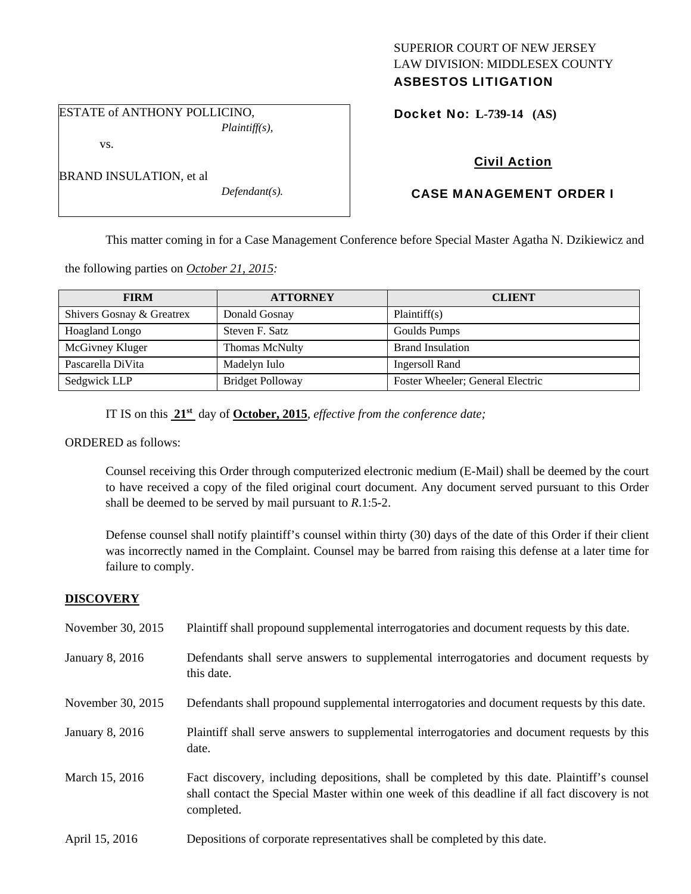SUPERIOR COURT OF NEW JERSEY
LAW DIVISION: MIDDLESEX COUNTY
**ASBESTOS LITIGATION**

ESTATE of ANTHONY POLLICINO,
*Plaintiff(s),*

vs.

BRAND INSULATION, et al
*Defendant(s).*

**Docket No: L-739-14 (AS)**

**Civil Action**

**CASE MANAGEMENT ORDER I**

This matter coming in for a Case Management Conference before Special Master Agatha N. Dzikiewicz and the following parties on *October 21, 2015:*

| FIRM | ATTORNEY | CLIENT |
|---|---|---|
| Shivers Gosnay & Greatrex | Donald Gosnay | Plaintiff(s) |
| Hoagland Longo | Steven F. Satz | Goulds Pumps |
| McGivney Kluger | Thomas McNulty | Brand Insulation |
| Pascarella DiVita | Madelyn Iulo | Ingersoll Rand |
| Sedgwick LLP | Bridget Polloway | Foster Wheeler; General Electric |

IT IS on this **21st** day of **October, 2015**, *effective from the conference date;*

ORDERED as follows:

Counsel receiving this Order through computerized electronic medium (E-Mail) shall be deemed by the court to have received a copy of the filed original court document. Any document served pursuant to this Order shall be deemed to be served by mail pursuant to *R*.1:5-2.

Defense counsel shall notify plaintiff's counsel within thirty (30) days of the date of this Order if their client was incorrectly named in the Complaint. Counsel may be barred from raising this defense at a later time for failure to comply.

**DISCOVERY**

November 30, 2015 — Plaintiff shall propound supplemental interrogatories and document requests by this date.

January 8, 2016 — Defendants shall serve answers to supplemental interrogatories and document requests by this date.

November 30, 2015 — Defendants shall propound supplemental interrogatories and document requests by this date.

January 8, 2016 — Plaintiff shall serve answers to supplemental interrogatories and document requests by this date.

March 15, 2016 — Fact discovery, including depositions, shall be completed by this date. Plaintiff's counsel shall contact the Special Master within one week of this deadline if all fact discovery is not completed.

April 15, 2016 — Depositions of corporate representatives shall be completed by this date.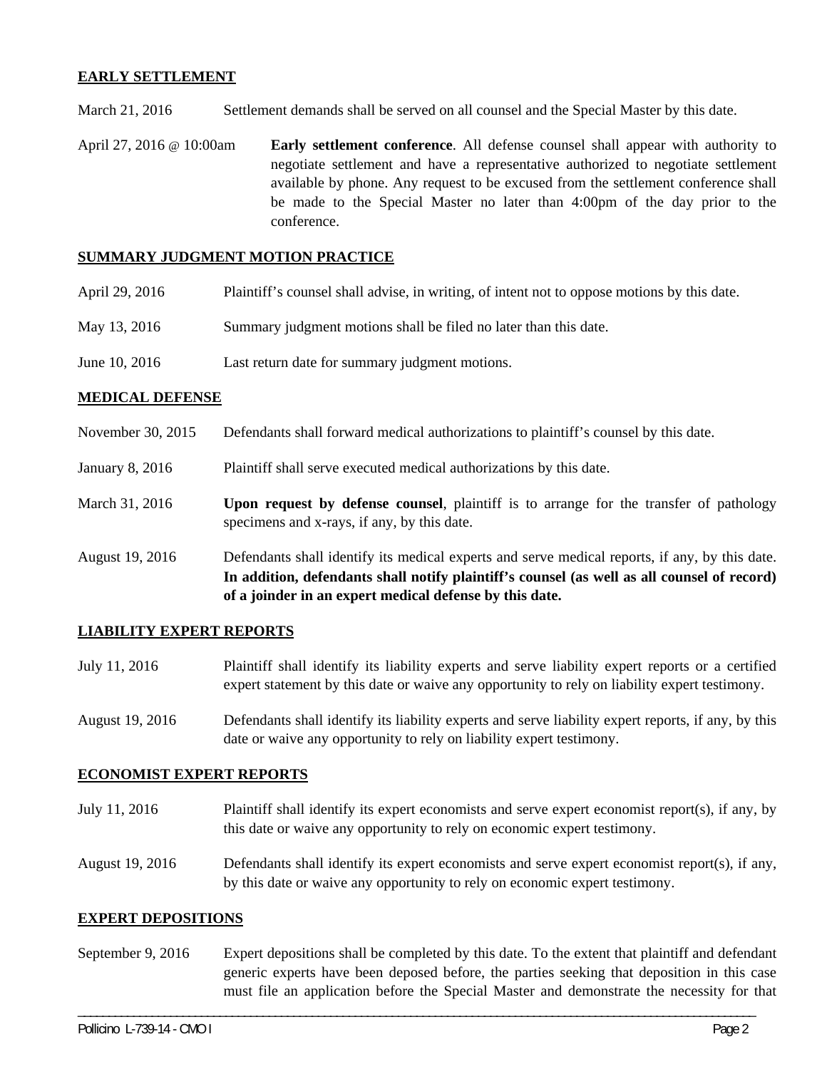## EARLY SETTLEMENT

March 21, 2016 Settlement demands shall be served on all counsel and the Special Master by this date.

April 27, 2016 @ 10:00am **Early settlement conference**. All defense counsel shall appear with authority to negotiate settlement and have a representative authorized to negotiate settlement available by phone. Any request to be excused from the settlement conference shall be made to the Special Master no later than 4:00pm of the day prior to the conference.

## SUMMARY JUDGMENT MOTION PRACTICE

April 29, 2016 Plaintiff's counsel shall advise, in writing, of intent not to oppose motions by this date.

May 13, 2016 Summary judgment motions shall be filed no later than this date.

June 10, 2016 Last return date for summary judgment motions.

## MEDICAL DEFENSE

November 30, 2015 Defendants shall forward medical authorizations to plaintiff's counsel by this date.

January 8, 2016 Plaintiff shall serve executed medical authorizations by this date.

March 31, 2016 **Upon request by defense counsel**, plaintiff is to arrange for the transfer of pathology specimens and x-rays, if any, by this date.

August 19, 2016 Defendants shall identify its medical experts and serve medical reports, if any, by this date. **In addition, defendants shall notify plaintiff's counsel (as well as all counsel of record) of a joinder in an expert medical defense by this date.**

## LIABILITY EXPERT REPORTS

July 11, 2016 Plaintiff shall identify its liability experts and serve liability expert reports or a certified expert statement by this date or waive any opportunity to rely on liability expert testimony.

August 19, 2016 Defendants shall identify its liability experts and serve liability expert reports, if any, by this date or waive any opportunity to rely on liability expert testimony.

## ECONOMIST EXPERT REPORTS

July 11, 2016 Plaintiff shall identify its expert economists and serve expert economist report(s), if any, by this date or waive any opportunity to rely on economic expert testimony.

August 19, 2016 Defendants shall identify its expert economists and serve expert economist report(s), if any, by this date or waive any opportunity to rely on economic expert testimony.

## EXPERT DEPOSITIONS

September 9, 2016 Expert depositions shall be completed by this date. To the extent that plaintiff and defendant generic experts have been deposed before, the parties seeking that deposition in this case must file an application before the Special Master and demonstrate the necessity for that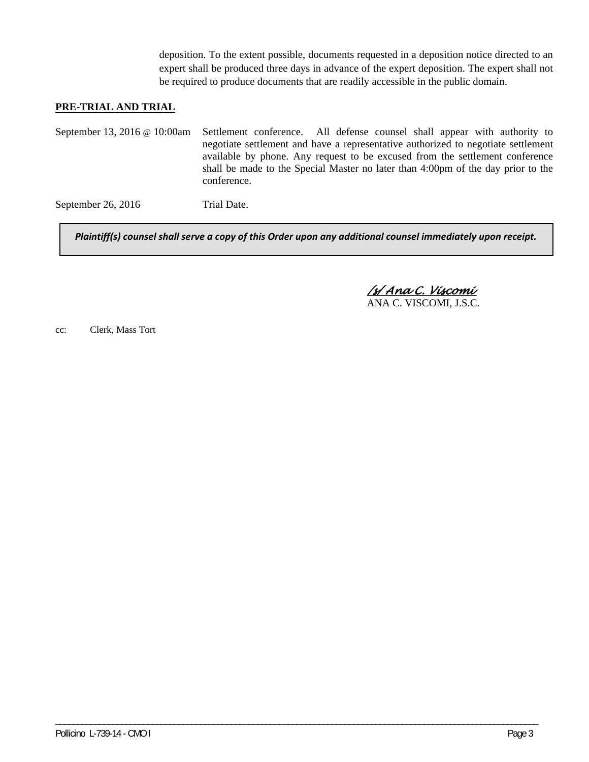deposition. To the extent possible, documents requested in a deposition notice directed to an expert shall be produced three days in advance of the expert deposition. The expert shall not be required to produce documents that are readily accessible in the public domain.

**PRE-TRIAL AND TRIAL**

| | |
|---|---|
| September 13, 2016 @ 10:00am | Settlement conference. All defense counsel shall appear with authority to negotiate settlement and have a representative authorized to negotiate settlement available by phone. Any request to be excused from the settlement conference shall be made to the Special Master no later than 4:00pm of the day prior to the conference. |
| September 26, 2016 | Trial Date. |

***Plaintiff(s) counsel shall serve a copy of this Order upon any additional counsel immediately upon receipt.***

*/s/ Ana C. Viscomi*
ANA C. VISCOMI, J.S.C.

cc: Clerk, Mass Tort